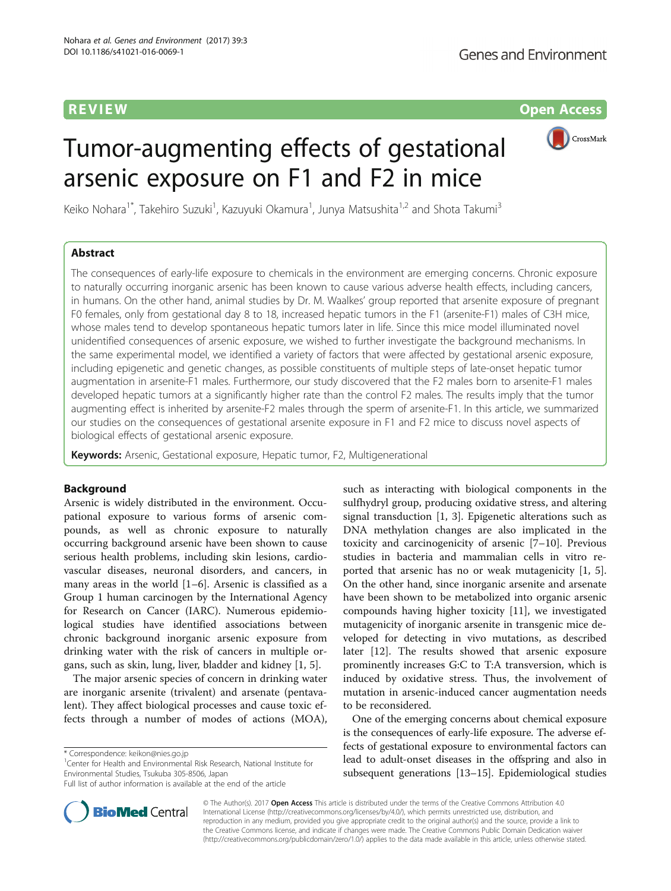REVIEW Open Access

# Tumor-augmenting effects of gestational arsenic exposure on F1 and F2 in mice

Keiko Nohara[1*], Takehiro Suzuki[1], Kazuyuki Okamura[1], Junya Matsushita[1,2] and Shota Takumi[3]

## Abstract

The consequences of early-life exposure to chemicals in the environment are emerging concerns. Chronic exposure to naturally occurring inorganic arsenic has been known to cause various adverse health effects, including cancers, in humans. On the other hand, animal studies by Dr. M. Waalkes' group reported that arsenite exposure of pregnant F0 females, only from gestational day 8 to 18, increased hepatic tumors in the F1 (arsenite-F1) males of C3H mice, whose males tend to develop spontaneous hepatic tumors later in life. Since this mice model illuminated novel unidentified consequences of arsenic exposure, we wished to further investigate the background mechanisms. In the same experimental model, we identified a variety of factors that were affected by gestational arsenic exposure, including epigenetic and genetic changes, as possible constituents of multiple steps of late-onset hepatic tumor augmentation in arsenite-F1 males. Furthermore, our study discovered that the F2 males born to arsenite-F1 males developed hepatic tumors at a significantly higher rate than the control F2 males. The results imply that the tumor augmenting effect is inherited by arsenite-F2 males through the sperm of arsenite-F1. In this article, we summarized our studies on the consequences of gestational arsenite exposure in F1 and F2 mice to discuss novel aspects of biological effects of gestational arsenic exposure.

**Keywords:** Arsenic, Gestational exposure, Hepatic tumor, F2, Multigenerational

## Background

Arsenic is widely distributed in the environment. Occupational exposure to various forms of arsenic compounds, as well as chronic exposure to naturally occurring background arsenic have been shown to cause serious health problems, including skin lesions, cardiovascular diseases, neuronal disorders, and cancers, in many areas in the world [1–6]. Arsenic is classified as a Group 1 human carcinogen by the International Agency for Research on Cancer (IARC). Numerous epidemiological studies have identified associations between chronic background inorganic arsenic exposure from drinking water with the risk of cancers in multiple organs, such as skin, lung, liver, bladder and kidney [1, 5].

The major arsenic species of concern in drinking water are inorganic arsenite (trivalent) and arsenate (pentavalent). They affect biological processes and cause toxic effects through a number of modes of actions (MOA), such as interacting with biological components in the sulfhydryl group, producing oxidative stress, and altering signal transduction [1, 3]. Epigenetic alterations such as DNA methylation changes are also implicated in the toxicity and carcinogenicity of arsenic [7–10]. Previous studies in bacteria and mammalian cells in vitro reported that arsenic has no or weak mutagenicity [1, 5]. On the other hand, since inorganic arsenite and arsenate have been shown to be metabolized into organic arsenic compounds having higher toxicity [11], we investigated mutagenicity of inorganic arsenite in transgenic mice developed for detecting in vivo mutations, as described later [12]. The results showed that arsenic exposure prominently increases G:C to T:A transversion, which is induced by oxidative stress. Thus, the involvement of mutation in arsenic-induced cancer augmentation needs to be reconsidered.

One of the emerging concerns about chemical exposure is the consequences of early-life exposure. The adverse effects of gestational exposure to environmental factors can lead to adult-onset diseases in the offspring and also in subsequent generations [13–15]. Epidemiological studies

\* Correspondence: keikon@nies.go.jp
[1]Center for Health and Environmental Risk Research, National Institute for Environmental Studies, Tsukuba 305-8506, Japan
Full list of author information is available at the end of the article

© The Author(s). 2017 **Open Access** This article is distributed under the terms of the Creative Commons Attribution 4.0 International License (http://creativecommons.org/licenses/by/4.0/), which permits unrestricted use, distribution, and reproduction in any medium, provided you give appropriate credit to the original author(s) and the source, provide a link to the Creative Commons license, and indicate if changes were made. The Creative Commons Public Domain Dedication waiver (http://creativecommons.org/publicdomain/zero/1.0/) applies to the data made available in this article, unless otherwise stated.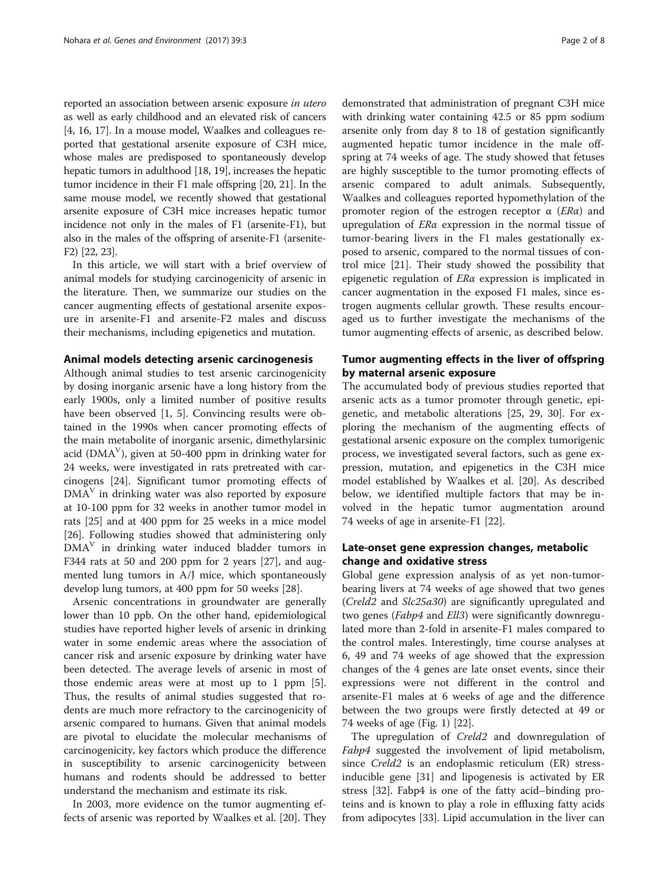reported an association between arsenic exposure *in utero* as well as early childhood and an elevated risk of cancers [4, 16, 17]. In a mouse model, Waalkes and colleagues reported that gestational arsenite exposure of C3H mice, whose males are predisposed to spontaneously develop hepatic tumors in adulthood [18, 19], increases the hepatic tumor incidence in their F1 male offspring [20, 21]. In the same mouse model, we recently showed that gestational arsenite exposure of C3H mice increases hepatic tumor incidence not only in the males of F1 (arsenite-F1), but also in the males of the offspring of arsenite-F1 (arsenite-F2) [22, 23].

In this article, we will start with a brief overview of animal models for studying carcinogenicity of arsenic in the literature. Then, we summarize our studies on the cancer augmenting effects of gestational arsenite exposure in arsenite-F1 and arsenite-F2 males and discuss their mechanisms, including epigenetics and mutation.

## Animal models detecting arsenic carcinogenesis

Although animal studies to test arsenic carcinogenicity by dosing inorganic arsenic have a long history from the early 1900s, only a limited number of positive results have been observed [1, 5]. Convincing results were obtained in the 1990s when cancer promoting effects of the main metabolite of inorganic arsenic, dimethylarsinic acid ($DMA^V$), given at 50-400 ppm in drinking water for 24 weeks, were investigated in rats pretreated with carcinogens [24]. Significant tumor promoting effects of $DMA^V$ in drinking water was also reported by exposure at 10-100 ppm for 32 weeks in another tumor model in rats [25] and at 400 ppm for 25 weeks in a mice model [26]. Following studies showed that administering only $DMA^V$ in drinking water induced bladder tumors in F344 rats at 50 and 200 ppm for 2 years [27], and augmented lung tumors in A/J mice, which spontaneously develop lung tumors, at 400 ppm for 50 weeks [28].

Arsenic concentrations in groundwater are generally lower than 10 ppb. On the other hand, epidemiological studies have reported higher levels of arsenic in drinking water in some endemic areas where the association of cancer risk and arsenic exposure by drinking water have been detected. The average levels of arsenic in most of those endemic areas were at most up to 1 ppm [5]. Thus, the results of animal studies suggested that rodents are much more refractory to the carcinogenicity of arsenic compared to humans. Given that animal models are pivotal to elucidate the molecular mechanisms of carcinogenicity, key factors which produce the difference in susceptibility to arsenic carcinogenicity between humans and rodents should be addressed to better understand the mechanism and estimate its risk.

In 2003, more evidence on the tumor augmenting effects of arsenic was reported by Waalkes et al. [20]. They demonstrated that administration of pregnant C3H mice with drinking water containing 42.5 or 85 ppm sodium arsenite only from day 8 to 18 of gestation significantly augmented hepatic tumor incidence in the male offspring at 74 weeks of age. The study showed that fetuses are highly susceptible to the tumor promoting effects of arsenic compared to adult animals. Subsequently, Waalkes and colleagues reported hypomethylation of the promoter region of the estrogen receptor α (*ERα*) and upregulation of *ERα* expression in the normal tissue of tumor-bearing livers in the F1 males gestationally exposed to arsenic, compared to the normal tissues of control mice [21]. Their study showed the possibility that epigenetic regulation of *ERα* expression is implicated in cancer augmentation in the exposed F1 males, since estrogen augments cellular growth. These results encouraged us to further investigate the mechanisms of the tumor augmenting effects of arsenic, as described below.

## Tumor augmenting effects in the liver of offspring by maternal arsenic exposure

The accumulated body of previous studies reported that arsenic acts as a tumor promoter through genetic, epigenetic, and metabolic alterations [25, 29, 30]. For exploring the mechanism of the augmenting effects of gestational arsenic exposure on the complex tumorigenic process, we investigated several factors, such as gene expression, mutation, and epigenetics in the C3H mice model established by Waalkes et al. [20]. As described below, we identified multiple factors that may be involved in the hepatic tumor augmentation around 74 weeks of age in arsenite-F1 [22].

## Late-onset gene expression changes, metabolic change and oxidative stress

Global gene expression analysis of as yet non-tumor-bearing livers at 74 weeks of age showed that two genes (*Creld2* and *Slc25a30*) are significantly upregulated and two genes (*Fabp4* and *Ell3*) were significantly downregulated more than 2-fold in arsenite-F1 males compared to the control males. Interestingly, time course analyses at 6, 49 and 74 weeks of age showed that the expression changes of the 4 genes are late onset events, since their expressions were not different in the control and arsenite-F1 males at 6 weeks of age and the difference between the two groups were firstly detected at 49 or 74 weeks of age (Fig. 1) [22].

The upregulation of *Creld2* and downregulation of *Fabp4* suggested the involvement of lipid metabolism, since *Creld2* is an endoplasmic reticulum (ER) stress-inducible gene [31] and lipogenesis is activated by ER stress [32]. Fabp4 is one of the fatty acid–binding proteins and is known to play a role in effluxing fatty acids from adipocytes [33]. Lipid accumulation in the liver can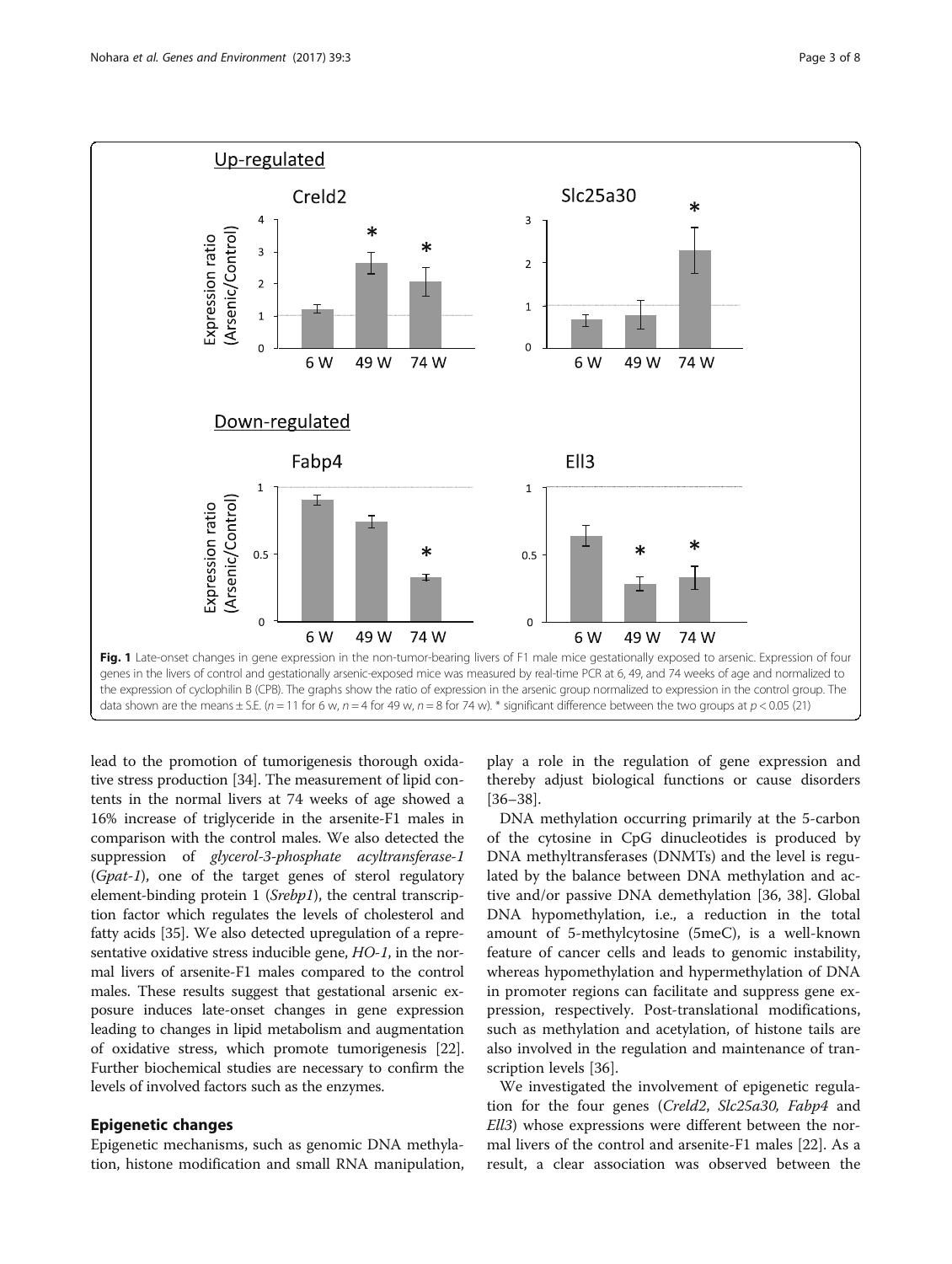**Fig. 1** Late-onset changes in gene expression in the non-tumor-bearing livers of F1 male mice gestationally exposed to arsenic. Expression of four genes in the livers of control and gestationally arsenic-exposed mice was measured by real-time PCR at 6, 49, and 74 weeks of age and normalized to the expression of cyclophilin B (CPB). The graphs show the ratio of expression in the arsenic group normalized to expression in the control group. The data shown are the means ± S.E. ($n = 11$ for 6 w, $n = 4$ for 49 w, $n = 8$ for 74 w). * significant difference between the two groups at $p < 0.05$ (21)

lead to the promotion of tumorigenesis thorough oxidative stress production [34]. The measurement of lipid contents in the normal livers at 74 weeks of age showed a 16% increase of triglyceride in the arsenite-F1 males in comparison with the control males. We also detected the suppression of *glycerol-3-phosphate acyltransferase-1* (*Gpat-1*), one of the target genes of sterol regulatory element-binding protein 1 (*Srebp1*), the central transcription factor which regulates the levels of cholesterol and fatty acids [35]. We also detected upregulation of a representative oxidative stress inducible gene, *HO-1*, in the normal livers of arsenite-F1 males compared to the control males. These results suggest that gestational arsenic exposure induces late-onset changes in gene expression leading to changes in lipid metabolism and augmentation of oxidative stress, which promote tumorigenesis [22]. Further biochemical studies are necessary to confirm the levels of involved factors such as the enzymes.

## Epigenetic changes

Epigenetic mechanisms, such as genomic DNA methylation, histone modification and small RNA manipulation, play a role in the regulation of gene expression and thereby adjust biological functions or cause disorders [36–38].

DNA methylation occurring primarily at the 5-carbon of the cytosine in CpG dinucleotides is produced by DNA methyltransferases (DNMTs) and the level is regulated by the balance between DNA methylation and active and/or passive DNA demethylation [36, 38]. Global DNA hypomethylation, i.e., a reduction in the total amount of 5-methylcytosine (5meC), is a well-known feature of cancer cells and leads to genomic instability, whereas hypomethylation and hypermethylation of DNA in promoter regions can facilitate and suppress gene expression, respectively. Post-translational modifications, such as methylation and acetylation, of histone tails are also involved in the regulation and maintenance of transcription levels [36].

We investigated the involvement of epigenetic regulation for the four genes (*Creld2*, *Slc25a30*, *Fabp4* and *Ell3*) whose expressions were different between the normal livers of the control and arsenite-F1 males [22]. As a result, a clear association was observed between the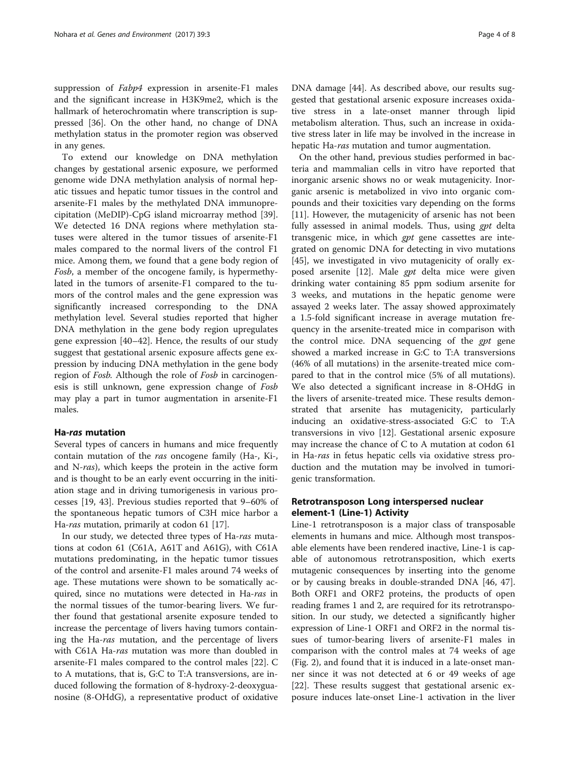suppression of *Fabp4* expression in arsenite-F1 males and the significant increase in H3K9me2, which is the hallmark of heterochromatin where transcription is suppressed [36]. On the other hand, no change of DNA methylation status in the promoter region was observed in any genes.

To extend our knowledge on DNA methylation changes by gestational arsenic exposure, we performed genome wide DNA methylation analysis of normal hepatic tissues and hepatic tumor tissues in the control and arsenite-F1 males by the methylated DNA immunoprecipitation (MeDIP)-CpG island microarray method [39]. We detected 16 DNA regions where methylation statuses were altered in the tumor tissues of arsenite-F1 males compared to the normal livers of the control F1 mice. Among them, we found that a gene body region of *Fosb*, a member of the oncogene family, is hypermethylated in the tumors of arsenite-F1 compared to the tumors of the control males and the gene expression was significantly increased corresponding to the DNA methylation level. Several studies reported that higher DNA methylation in the gene body region upregulates gene expression [40–42]. Hence, the results of our study suggest that gestational arsenic exposure affects gene expression by inducing DNA methylation in the gene body region of *Fosb*. Although the role of *Fosb* in carcinogenesis is still unknown, gene expression change of *Fosb* may play a part in tumor augmentation in arsenite-F1 males.

## Ha-*ras* mutation

Several types of cancers in humans and mice frequently contain mutation of the *ras* oncogene family (Ha-, Ki-, and N-*ras*), which keeps the protein in the active form and is thought to be an early event occurring in the initiation stage and in driving tumorigenesis in various processes [19, 43]. Previous studies reported that 9–60% of the spontaneous hepatic tumors of C3H mice harbor a Ha-*ras* mutation, primarily at codon 61 [17].

In our study, we detected three types of Ha-*ras* mutations at codon 61 (C61A, A61T and A61G), with C61A mutations predominating, in the hepatic tumor tissues of the control and arsenite-F1 males around 74 weeks of age. These mutations were shown to be somatically acquired, since no mutations were detected in Ha-*ras* in the normal tissues of the tumor-bearing livers. We further found that gestational arsenite exposure tended to increase the percentage of livers having tumors containing the Ha-*ras* mutation, and the percentage of livers with C61A Ha-*ras* mutation was more than doubled in arsenite-F1 males compared to the control males [22]. C to A mutations, that is, G:C to T:A transversions, are induced following the formation of 8-hydroxy-2-deoxyguanosine (8-OHdG), a representative product of oxidative DNA damage [44]. As described above, our results suggested that gestational arsenic exposure increases oxidative stress in a late-onset manner through lipid metabolism alteration. Thus, such an increase in oxidative stress later in life may be involved in the increase in hepatic Ha-*ras* mutation and tumor augmentation.

On the other hand, previous studies performed in bacteria and mammalian cells in vitro have reported that inorganic arsenic shows no or weak mutagenicity. Inorganic arsenic is metabolized in vivo into organic compounds and their toxicities vary depending on the forms [11]. However, the mutagenicity of arsenic has not been fully assessed in animal models. Thus, using *gpt* delta transgenic mice, in which *gpt* gene cassettes are integrated on genomic DNA for detecting in vivo mutations [45], we investigated in vivo mutagenicity of orally exposed arsenite [12]. Male *gpt* delta mice were given drinking water containing 85 ppm sodium arsenite for 3 weeks, and mutations in the hepatic genome were assayed 2 weeks later. The assay showed approximately a 1.5-fold significant increase in average mutation frequency in the arsenite-treated mice in comparison with the control mice. DNA sequencing of the *gpt* gene showed a marked increase in G:C to T:A transversions (46% of all mutations) in the arsenite-treated mice compared to that in the control mice (5% of all mutations). We also detected a significant increase in 8-OHdG in the livers of arsenite-treated mice. These results demonstrated that arsenite has mutagenicity, particularly inducing an oxidative-stress-associated G:C to T:A transversions in vivo [12]. Gestational arsenic exposure may increase the chance of C to A mutation at codon 61 in Ha-*ras* in fetus hepatic cells via oxidative stress production and the mutation may be involved in tumorigenic transformation.

## Retrotransposon Long interspersed nuclear element-1 (Line-1) Activity

Line-1 retrotransposon is a major class of transposable elements in humans and mice. Although most transposable elements have been rendered inactive, Line-1 is capable of autonomous retrotransposition, which exerts mutagenic consequences by inserting into the genome or by causing breaks in double-stranded DNA [46, 47]. Both ORF1 and ORF2 proteins, the products of open reading frames 1 and 2, are required for its retrotransposition. In our study, we detected a significantly higher expression of Line-1 ORF1 and ORF2 in the normal tissues of tumor-bearing livers of arsenite-F1 males in comparison with the control males at 74 weeks of age (Fig. 2), and found that it is induced in a late-onset manner since it was not detected at 6 or 49 weeks of age [22]. These results suggest that gestational arsenic exposure induces late-onset Line-1 activation in the liver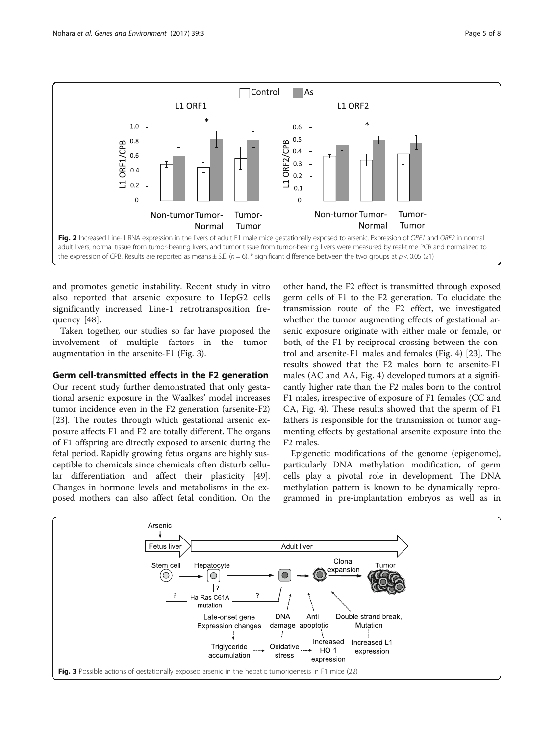Fig. 2 Increased Line-1 RNA expression in the livers of adult F1 male mice gestationally exposed to arsenic. Expression of *ORF1* and *ORF2* in normal adult livers, normal tissue from tumor-bearing livers, and tumor tissue from tumor-bearing livers were measured by real-time PCR and normalized to the expression of CPB. Results are reported as means ± S.E. ($n = 6$). * significant difference between the two groups at $p < 0.05$ (21)

and promotes genetic instability. Recent study in vitro also reported that arsenic exposure to HepG2 cells significantly increased Line-1 retrotransposition frequency [48].

Taken together, our studies so far have proposed the involvement of multiple factors in the tumor-augmentation in the arsenite-F1 (Fig. 3).

## Germ cell-transmitted effects in the F2 generation

Our recent study further demonstrated that only gestational arsenic exposure in the Waalkes' model increases tumor incidence even in the F2 generation (arsenite-F2) [23]. The routes through which gestational arsenic exposure affects F1 and F2 are totally different. The organs of F1 offspring are directly exposed to arsenic during the fetal period. Rapidly growing fetus organs are highly susceptible to chemicals since chemicals often disturb cellular differentiation and affect their plasticity [49]. Changes in hormone levels and metabolisms in the exposed mothers can also affect fetal condition. On the other hand, the F2 effect is transmitted through exposed germ cells of F1 to the F2 generation. To elucidate the transmission route of the F2 effect, we investigated whether the tumor augmenting effects of gestational arsenic exposure originate with either male or female, or both, of the F1 by reciprocal crossing between the control and arsenite-F1 males and females (Fig. 4) [23]. The results showed that the F2 males born to arsenite-F1 males (AC and AA, Fig. 4) developed tumors at a significantly higher rate than the F2 males born to the control F1 males, irrespective of exposure of F1 females (CC and CA, Fig. 4). These results showed that the sperm of F1 fathers is responsible for the transmission of tumor augmenting effects by gestational arsenite exposure into the F2 males.

Epigenetic modifications of the genome (epigenome), particularly DNA methylation modification, of germ cells play a pivotal role in development. The DNA methylation pattern is known to be dynamically reprogrammed in pre-implantation embryos as well as in

Fig. 3 Possible actions of gestationally exposed arsenic in the hepatic tumorigenesis in F1 mice (22)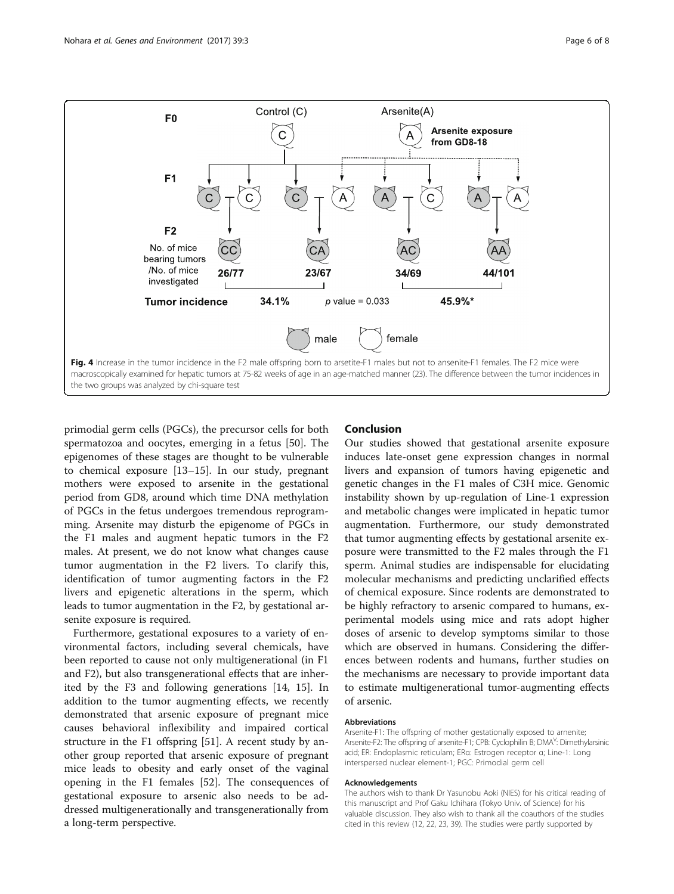Fig. 4 Increase in the tumor incidence in the F2 male offspring born to arsetite-F1 males but not to ansenite-F1 females. The F2 mice were macroscopically examined for hepatic tumors at 75-82 weeks of age in an age-matched manner (23). The difference between the tumor incidences in the two groups was analyzed by chi-square test

primodial germ cells (PGCs), the precursor cells for both spermatozoa and oocytes, emerging in a fetus [50]. The epigenomes of these stages are thought to be vulnerable to chemical exposure [13–15]. In our study, pregnant mothers were exposed to arsenite in the gestational period from GD8, around which time DNA methylation of PGCs in the fetus undergoes tremendous reprogramming. Arsenite may disturb the epigenome of PGCs in the F1 males and augment hepatic tumors in the F2 males. At present, we do not know what changes cause tumor augmentation in the F2 livers. To clarify this, identification of tumor augmenting factors in the F2 livers and epigenetic alterations in the sperm, which leads to tumor augmentation in the F2, by gestational arsenite exposure is required.

Furthermore, gestational exposures to a variety of environmental factors, including several chemicals, have been reported to cause not only multigenerational (in F1 and F2), but also transgenerational effects that are inherited by the F3 and following generations [14, 15]. In addition to the tumor augmenting effects, we recently demonstrated that arsenic exposure of pregnant mice causes behavioral inflexibility and impaired cortical structure in the F1 offspring [51]. A recent study by another group reported that arsenic exposure of pregnant mice leads to obesity and early onset of the vaginal opening in the F1 females [52]. The consequences of gestational exposure to arsenic also needs to be addressed multigenerationally and transgenerationally from a long-term perspective.

## Conclusion

Our studies showed that gestational arsenite exposure induces late-onset gene expression changes in normal livers and expansion of tumors having epigenetic and genetic changes in the F1 males of C3H mice. Genomic instability shown by up-regulation of Line-1 expression and metabolic changes were implicated in hepatic tumor augmentation. Furthermore, our study demonstrated that tumor augmenting effects by gestational arsenite exposure were transmitted to the F2 males through the F1 sperm. Animal studies are indispensable for elucidating molecular mechanisms and predicting unclarified effects of chemical exposure. Since rodents are demonstrated to be highly refractory to arsenic compared to humans, experimental models using mice and rats adopt higher doses of arsenic to develop symptoms similar to those which are observed in humans. Considering the differences between rodents and humans, further studies on the mechanisms are necessary to provide important data to estimate multigenerational tumor-augmenting effects of arsenic.

#### Abbreviations

Arsenite-F1: The offspring of mother gestationally exposed to arnenite; Arsenite-F2: The offspring of arsenite-F1; CPB: Cyclophilin B; DMA$^{V}$: Dimethylarsinic acid; ER: Endoplasmic reticulam; ERα: Estrogen receptor α; Line-1: Long interspersed nuclear element-1; PGC: Primodial germ cell

#### Acknowledgements

The authors wish to thank Dr Yasunobu Aoki (NIES) for his critical reading of this manuscript and Prof Gaku Ichihara (Tokyo Univ. of Science) for his valuable discussion. They also wish to thank all the coauthors of the studies cited in this review (12, 22, 23, 39). The studies were partly supported by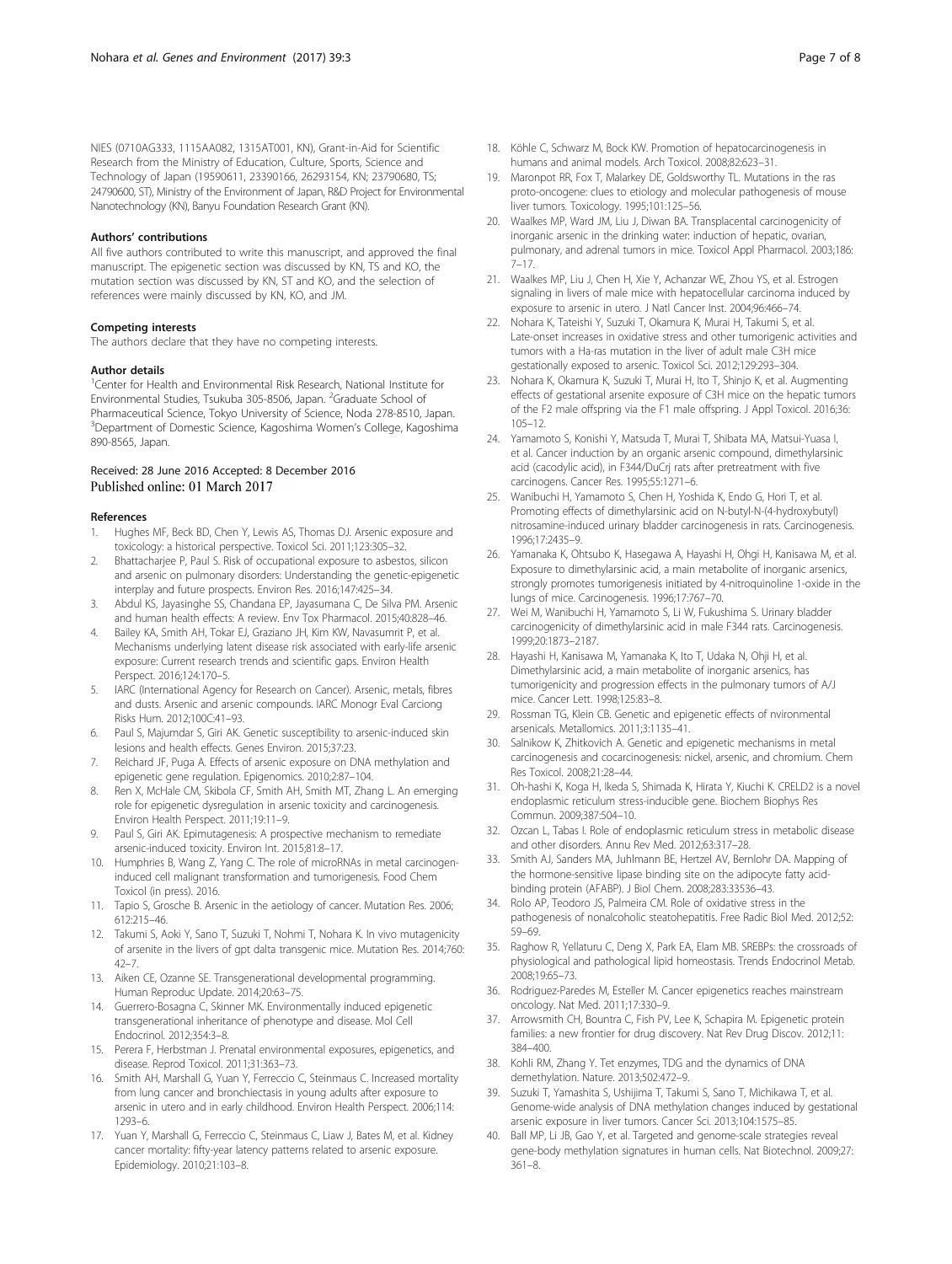NIES (0710AG333, 1115AA082, 1315AT001, KN), Grant-in-Aid for Scientific Research from the Ministry of Education, Culture, Sports, Science and Technology of Japan (19590611, 23390166, 26293154, KN; 23790680, TS; 24790600, ST), Ministry of the Environment of Japan, R&D Project for Environmental Nanotechnology (KN), Banyu Foundation Research Grant (KN).

#### Authors' contributions

All five authors contributed to write this manuscript, and approved the final manuscript. The epigenetic section was discussed by KN, TS and KO, the mutation section was discussed by KN, ST and KO, and the selection of references were mainly discussed by KN, KO, and JM.

#### Competing interests

The authors declare that they have no competing interests.

#### Author details

[1]Center for Health and Environmental Risk Research, National Institute for Environmental Studies, Tsukuba 305-8506, Japan. [2]Graduate School of Pharmaceutical Science, Tokyo University of Science, Noda 278-8510, Japan. [3]Department of Domestic Science, Kagoshima Women's College, Kagoshima 890-8565, Japan.

Received: 28 June 2016 Accepted: 8 December 2016
Published online: 01 March 2017

#### References

1. Hughes MF, Beck BD, Chen Y, Lewis AS, Thomas DJ. Arsenic exposure and toxicology: a historical perspective. Toxicol Sci. 2011;123:305–32.
2. Bhattacharjee P, Paul S. Risk of occupational exposure to asbestos, silicon and arsenic on pulmonary disorders: Understanding the genetic-epigenetic interplay and future prospects. Environ Res. 2016;147:425–34.
3. Abdul KS, Jayasinghe SS, Chandana EP, Jayasumana C, De Silva PM. Arsenic and human health effects: A review. Env Tox Pharmacol. 2015;40:828–46.
4. Bailey KA, Smith AH, Tokar EJ, Graziano JH, Kim KW, Navasumrit P, et al. Mechanisms underlying latent disease risk associated with early-life arsenic exposure: Current research trends and scientific gaps. Environ Health Perspect. 2016;124:170–5.
5. IARC (International Agency for Research on Cancer). Arsenic, metals, fibres and dusts. Arsenic and arsenic compounds. IARC Monogr Eval Carciong Risks Hum. 2012;100C:41–93.
6. Paul S, Majumdar S, Giri AK. Genetic susceptibility to arsenic-induced skin lesions and health effects. Genes Environ. 2015;37:23.
7. Reichard JF, Puga A. Effects of arsenic exposure on DNA methylation and epigenetic gene regulation. Epigenomics. 2010;2:87–104.
8. Ren X, McHale CM, Skibola CF, Smith AH, Smith MT, Zhang L. An emerging role for epigenetic dysregulation in arsenic toxicity and carcinogenesis. Environ Health Perspect. 2011;19:11–9.
9. Paul S, Giri AK. Epimutagenesis: A prospective mechanism to remediate arsenic-induced toxicity. Environ Int. 2015;81:8–17.
10. Humphries B, Wang Z, Yang C. The role of microRNAs in metal carcinogen-induced cell malignant transformation and tumorigenesis. Food Chem Toxicol (in press). 2016.
11. Tapio S, Grosche B. Arsenic in the aetiology of cancer. Mutation Res. 2006; 612:215–46.
12. Takumi S, Aoki Y, Sano T, Suzuki T, Nohmi T, Nohara K. In vivo mutagenicity of arsenite in the livers of gpt dalta transgenic mice. Mutation Res. 2014;760: 42–7.
13. Aiken CE, Ozanne SE. Transgenerational developmental programming. Human Reproduc Update. 2014;20:63–75.
14. Guerrero-Bosagna C, Skinner MK. Environmentally induced epigenetic transgenerational inheritance of phenotype and disease. Mol Cell Endocrinol. 2012;354:3–8.
15. Perera F, Herbstman J. Prenatal environmental exposures, epigenetics, and disease. Reprod Toxicol. 2011;31:363–73.
16. Smith AH, Marshall G, Yuan Y, Ferreccio C, Steinmaus C. Increased mortality from lung cancer and bronchiectasis in young adults after exposure to arsenic in utero and in early childhood. Environ Health Perspect. 2006;114: 1293–6.
17. Yuan Y, Marshall G, Ferreccio C, Steinmaus C, Liaw J, Bates M, et al. Kidney cancer mortality: fifty-year latency patterns related to arsenic exposure. Epidemiology. 2010;21:103–8.
18. Köhle C, Schwarz M, Bock KW. Promotion of hepatocarcinogenesis in humans and animal models. Arch Toxicol. 2008;82:623–31.
19. Maronpot RR, Fox T, Malarkey DE, Goldsworthy TL. Mutations in the ras proto-oncogene: clues to etiology and molecular pathogenesis of mouse liver tumors. Toxicology. 1995;101:125–56.
20. Waalkes MP, Ward JM, Liu J, Diwan BA. Transplacental carcinogenicity of inorganic arsenic in the drinking water: induction of hepatic, ovarian, pulmonary, and adrenal tumors in mice. Toxicol Appl Pharmacol. 2003;186: 7–17.
21. Waalkes MP, Liu J, Chen H, Xie Y, Achanzar WE, Zhou YS, et al. Estrogen signaling in livers of male mice with hepatocellular carcinoma induced by exposure to arsenic in utero. J Natl Cancer Inst. 2004;96:466–74.
22. Nohara K, Tateishi Y, Suzuki T, Okamura K, Murai H, Takumi S, et al. Late-onset increases in oxidative stress and other tumorigenic activities and tumors with a Ha-ras mutation in the liver of adult male C3H mice gestationally exposed to arsenic. Toxicol Sci. 2012;129:293–304.
23. Nohara K, Okamura K, Suzuki T, Murai H, Ito T, Shinjo K, et al. Augmenting effects of gestational arsenite exposure of C3H mice on the hepatic tumors of the F2 male offspring via the F1 male offspring. J Appl Toxicol. 2016;36: 105–12.
24. Yamamoto S, Konishi Y, Matsuda T, Murai T, Shibata MA, Matsui-Yuasa I, et al. Cancer induction by an organic arsenic compound, dimethylarsinic acid (cacodylic acid), in F344/DuCrj rats after pretreatment with five carcinogens. Cancer Res. 1995;55:1271–6.
25. Wanibuchi H, Yamamoto S, Chen H, Yoshida K, Endo G, Hori T, et al. Promoting effects of dimethylarsinic acid on N-butyl-N-(4-hydroxybutyl) nitrosamine-induced urinary bladder carcinogenesis in rats. Carcinogenesis. 1996;17:2435–9.
26. Yamanaka K, Ohtsubo K, Hasegawa A, Hayashi H, Ohgi H, Kanisawa M, et al. Exposure to dimethylarsinic acid, a main metabolite of inorganic arsenics, strongly promotes tumorigenesis initiated by 4-nitroquinoline 1-oxide in the lungs of mice. Carcinogenesis. 1996;17:767–70.
27. Wei M, Wanibuchi H, Yamamoto S, Li W, Fukushima S. Urinary bladder carcinogenicity of dimethylarsinic acid in male F344 rats. Carcinogenesis. 1999;20:1873–2187.
28. Hayashi H, Kanisawa M, Yamanaka K, Ito T, Udaka N, Ohji H, et al. Dimethylarsinic acid, a main metabolite of inorganic arsenics, has tumorigenicity and progression effects in the pulmonary tumors of A/J mice. Cancer Lett. 1998;125:83–8.
29. Rossman TG, Klein CB. Genetic and epigenetic effects of nvironmental arsenicals. Metallomics. 2011;3:1135–41.
30. Salnikow K, Zhitkovich A. Genetic and epigenetic mechanisms in metal carcinogenesis and cocarcinogenesis: nickel, arsenic, and chromium. Chem Res Toxicol. 2008;21:28–44.
31. Oh-hashi K, Koga H, Ikeda S, Shimada K, Hirata Y, Kiuchi K. CRELD2 is a novel endoplasmic reticulum stress-inducible gene. Biochem Biophys Res Commun. 2009;387:504–10.
32. Ozcan L, Tabas I. Role of endoplasmic reticulum stress in metabolic disease and other disorders. Annu Rev Med. 2012;63:317–28.
33. Smith AJ, Sanders MA, Juhlmann BE, Hertzel AV, Bernlohr DA. Mapping of the hormone-sensitive lipase binding site on the adipocyte fatty acid-binding protein (AFABP). J Biol Chem. 2008;283:33536–43.
34. Rolo AP, Teodoro JS, Palmeira CM. Role of oxidative stress in the pathogenesis of nonalcoholic steatohepatitis. Free Radic Biol Med. 2012;52: 59–69.
35. Raghow R, Yellaturu C, Deng X, Park EA, Elam MB. SREBPs: the crossroads of physiological and pathological lipid homeostasis. Trends Endocrinol Metab. 2008;19:65–73.
36. Rodriguez-Paredes M, Esteller M. Cancer epigenetics reaches mainstream oncology. Nat Med. 2011;17:330–9.
37. Arrowsmith CH, Bountra C, Fish PV, Lee K, Schapira M. Epigenetic protein families: a new frontier for drug discovery. Nat Rev Drug Discov. 2012;11: 384–400.
38. Kohli RM, Zhang Y. Tet enzymes, TDG and the dynamics of DNA demethylation. Nature. 2013;502:472–9.
39. Suzuki T, Yamashita S, Ushijima T, Takumi S, Sano T, Michikawa T, et al. Genome-wide analysis of DNA methylation changes induced by gestational arsenic exposure in liver tumors. Cancer Sci. 2013;104:1575–85.
40. Ball MP, Li JB, Gao Y, et al. Targeted and genome-scale strategies reveal gene-body methylation signatures in human cells. Nat Biotechnol. 2009;27: 361–8.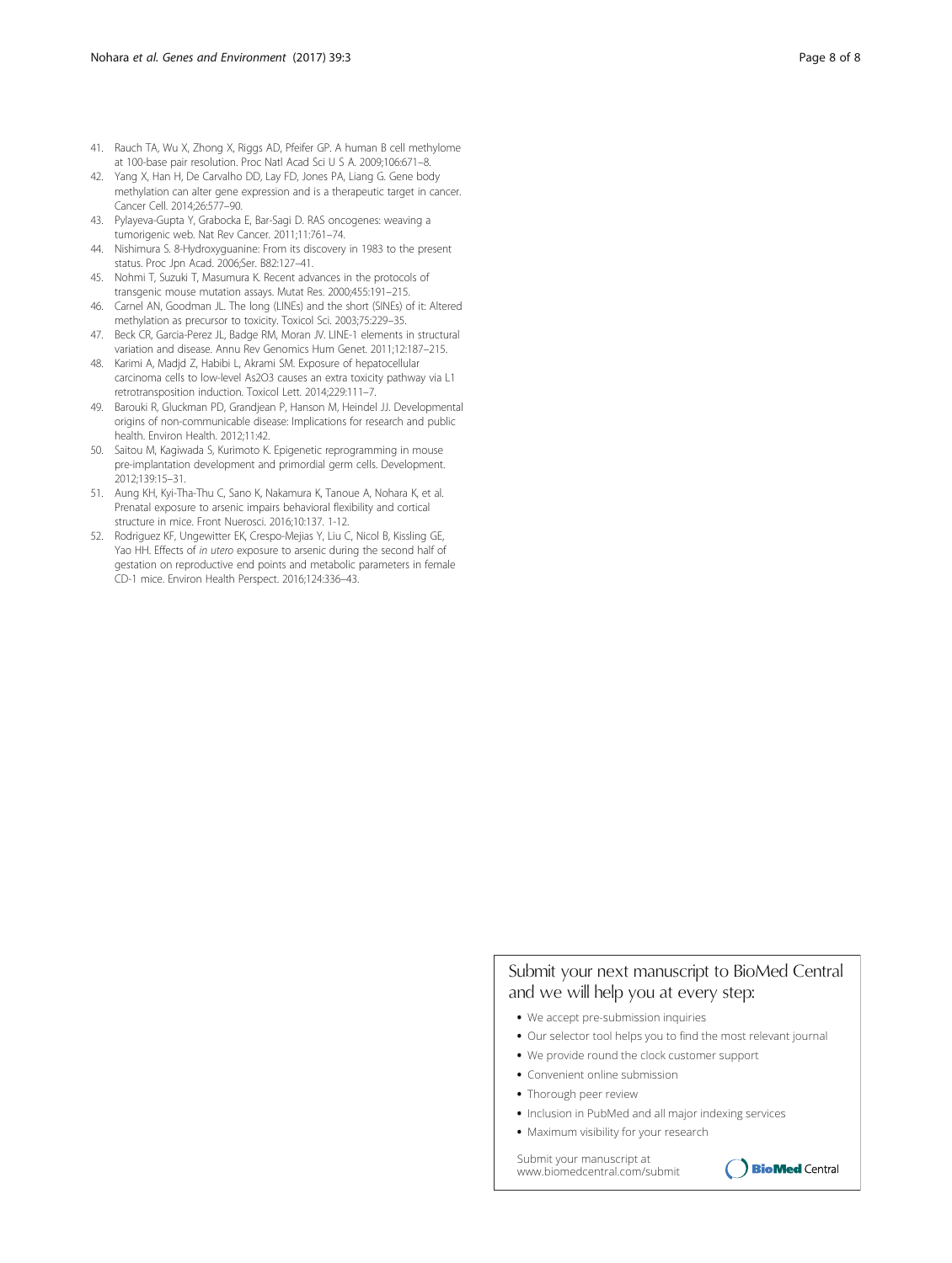41. Rauch TA, Wu X, Zhong X, Riggs AD, Pfeifer GP. A human B cell methylome at 100-base pair resolution. Proc Natl Acad Sci U S A. 2009;106:671–8.
42. Yang X, Han H, De Carvalho DD, Lay FD, Jones PA, Liang G. Gene body methylation can alter gene expression and is a therapeutic target in cancer. Cancer Cell. 2014;26:577–90.
43. Pylayeva-Gupta Y, Grabocka E, Bar-Sagi D. RAS oncogenes: weaving a tumorigenic web. Nat Rev Cancer. 2011;11:761–74.
44. Nishimura S. 8-Hydroxyguanine: From its discovery in 1983 to the present status. Proc Jpn Acad. 2006;Ser. B82:127–41.
45. Nohmi T, Suzuki T, Masumura K. Recent advances in the protocols of transgenic mouse mutation assays. Mutat Res. 2000;455:191–215.
46. Carnel AN, Goodman JL. The long (LINEs) and the short (SINEs) of it: Altered methylation as precursor to toxicity. Toxicol Sci. 2003;75:229–35.
47. Beck CR, Garcia-Perez JL, Badge RM, Moran JV. LINE-1 elements in structural variation and disease. Annu Rev Genomics Hum Genet. 2011;12:187–215.
48. Karimi A, Madjd Z, Habibi L, Akrami SM. Exposure of hepatocellular carcinoma cells to low-level $As_2O_3$ causes an extra toxicity pathway via L1 retrotransposition induction. Toxicol Lett. 2014;229:111–7.
49. Barouki R, Gluckman PD, Grandjean P, Hanson M, Heindel JJ. Developmental origins of non-communicable disease: Implications for research and public health. Environ Health. 2012;11:42.
50. Saitou M, Kagiwada S, Kurimoto K. Epigenetic reprogramming in mouse pre-implantation development and primordial germ cells. Development. 2012;139:15–31.
51. Aung KH, Kyi-Tha-Thu C, Sano K, Nakamura K, Tanoue A, Nohara K, et al. Prenatal exposure to arsenic impairs behavioral flexibility and cortical structure in mice. Front Nuerosci. 2016;10:137. 1-12.
52. Rodriguez KF, Ungewitter EK, Crespo-Mejias Y, Liu C, Nicol B, Kissling GE, Yao HH. Effects of *in utero* exposure to arsenic during the second half of gestation on reproductive end points and metabolic parameters in female CD-1 mice. Environ Health Perspect. 2016;124:336–43.

Submit your next manuscript to BioMed Central and we will help you at every step:

- We accept pre-submission inquiries
- Our selector tool helps you to find the most relevant journal
- We provide round the clock customer support
- Convenient online submission
- Thorough peer review
- Inclusion in PubMed and all major indexing services
- Maximum visibility for your research

Submit your manuscript at www.biomedcentral.com/submit

BioMed Central